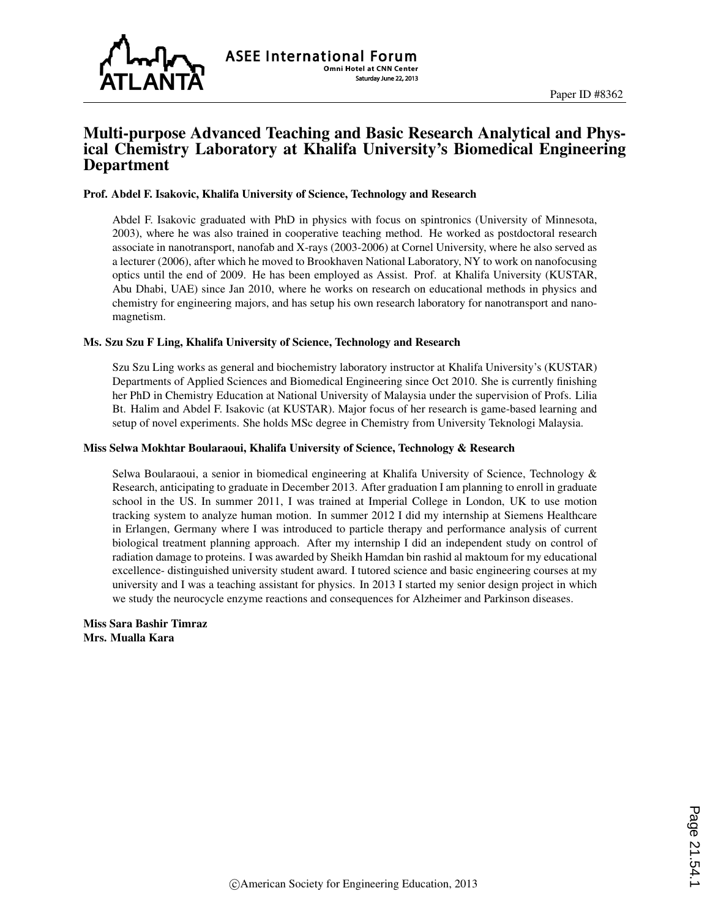Paper ID #8362

# Multi-purpose Advanced Teaching and Basic Research Analytical and Physical Chemistry Laboratory at Khalifa University's Biomedical Engineering Department

**Prof. Abdel F. Isakovic, Khalifa University of Science, Technology and Research**

Abdel F. Isakovic graduated with PhD in physics with focus on spintronics (University of Minnesota, 2003), where he was also trained in cooperative teaching method. He worked as postdoctoral research associate in nanotransport, nanofab and X-rays (2003-2006) at Cornel University, where he also served as a lecturer (2006), after which he moved to Brookhaven National Laboratory, NY to work on nanofocusing optics until the end of 2009. He has been employed as Assist. Prof. at Khalifa University (KUSTAR, Abu Dhabi, UAE) since Jan 2010, where he works on research on educational methods in physics and chemistry for engineering majors, and has setup his own research laboratory for nanotransport and nanomagnetism.

**Ms. Szu Szu F Ling, Khalifa University of Science, Technology and Research**

Szu Szu Ling works as general and biochemistry laboratory instructor at Khalifa University's (KUSTAR) Departments of Applied Sciences and Biomedical Engineering since Oct 2010. She is currently finishing her PhD in Chemistry Education at National University of Malaysia under the supervision of Profs. Lilia Bt. Halim and Abdel F. Isakovic (at KUSTAR). Major focus of her research is game-based learning and setup of novel experiments. She holds MSc degree in Chemistry from University Teknologi Malaysia.

**Miss Selwa Mokhtar Boularaoui, Khalifa University of Science, Technology & Research**

Selwa Boularaoui, a senior in biomedical engineering at Khalifa University of Science, Technology & Research, anticipating to graduate in December 2013. After graduation I am planning to enroll in graduate school in the US. In summer 2011, I was trained at Imperial College in London, UK to use motion tracking system to analyze human motion. In summer 2012 I did my internship at Siemens Healthcare in Erlangen, Germany where I was introduced to particle therapy and performance analysis of current biological treatment planning approach. After my internship I did an independent study on control of radiation damage to proteins. I was awarded by Sheikh Hamdan bin rashid al maktoum for my educational excellence- distinguished university student award. I tutored science and basic engineering courses at my university and I was a teaching assistant for physics. In 2013 I started my senior design project in which we study the neurocycle enzyme reactions and consequences for Alzheimer and Parkinson diseases.

**Miss Sara Bashir Timraz**
**Mrs. Mualla Kara**

©American Society for Engineering Education, 2013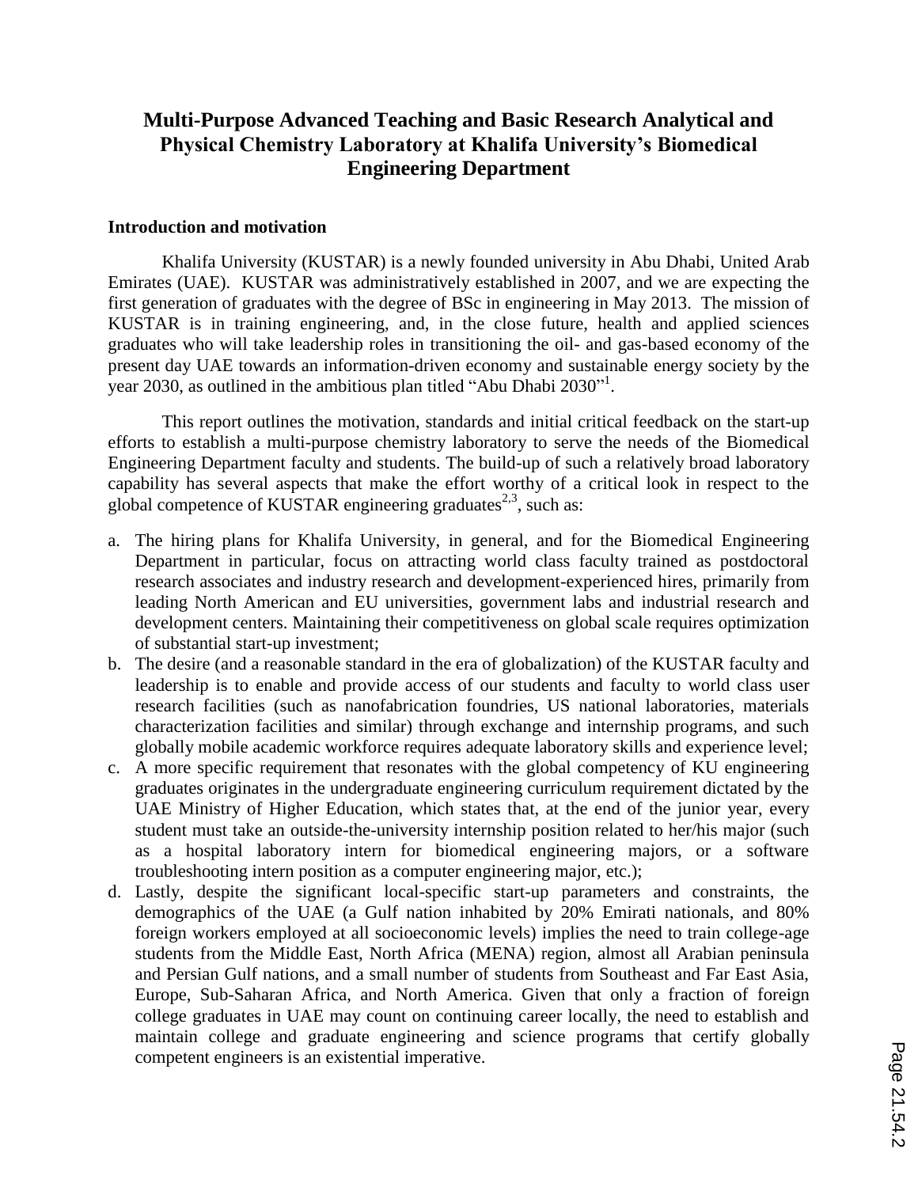# Multi-Purpose Advanced Teaching and Basic Research Analytical and Physical Chemistry Laboratory at Khalifa University's Biomedical Engineering Department

## Introduction and motivation

Khalifa University (KUSTAR) is a newly founded university in Abu Dhabi, United Arab Emirates (UAE). KUSTAR was administratively established in 2007, and we are expecting the first generation of graduates with the degree of BSc in engineering in May 2013. The mission of KUSTAR is in training engineering, and, in the close future, health and applied sciences graduates who will take leadership roles in transitioning the oil- and gas-based economy of the present day UAE towards an information-driven economy and sustainable energy society by the year 2030, as outlined in the ambitious plan titled "Abu Dhabi 2030"[1].

This report outlines the motivation, standards and initial critical feedback on the start-up efforts to establish a multi-purpose chemistry laboratory to serve the needs of the Biomedical Engineering Department faculty and students. The build-up of such a relatively broad laboratory capability has several aspects that make the effort worthy of a critical look in respect to the global competence of KUSTAR engineering graduates[2,3], such as:

a. The hiring plans for Khalifa University, in general, and for the Biomedical Engineering Department in particular, focus on attracting world class faculty trained as postdoctoral research associates and industry research and development-experienced hires, primarily from leading North American and EU universities, government labs and industrial research and development centers. Maintaining their competitiveness on global scale requires optimization of substantial start-up investment;
b. The desire (and a reasonable standard in the era of globalization) of the KUSTAR faculty and leadership is to enable and provide access of our students and faculty to world class user research facilities (such as nanofabrication foundries, US national laboratories, materials characterization facilities and similar) through exchange and internship programs, and such globally mobile academic workforce requires adequate laboratory skills and experience level;
c. A more specific requirement that resonates with the global competency of KU engineering graduates originates in the undergraduate engineering curriculum requirement dictated by the UAE Ministry of Higher Education, which states that, at the end of the junior year, every student must take an outside-the-university internship position related to her/his major (such as a hospital laboratory intern for biomedical engineering majors, or a software troubleshooting intern position as a computer engineering major, etc.);
d. Lastly, despite the significant local-specific start-up parameters and constraints, the demographics of the UAE (a Gulf nation inhabited by 20% Emirati nationals, and 80% foreign workers employed at all socioeconomic levels) implies the need to train college-age students from the Middle East, North Africa (MENA) region, almost all Arabian peninsula and Persian Gulf nations, and a small number of students from Southeast and Far East Asia, Europe, Sub-Saharan Africa, and North America. Given that only a fraction of foreign college graduates in UAE may count on continuing career locally, the need to establish and maintain college and graduate engineering and science programs that certify globally competent engineers is an existential imperative.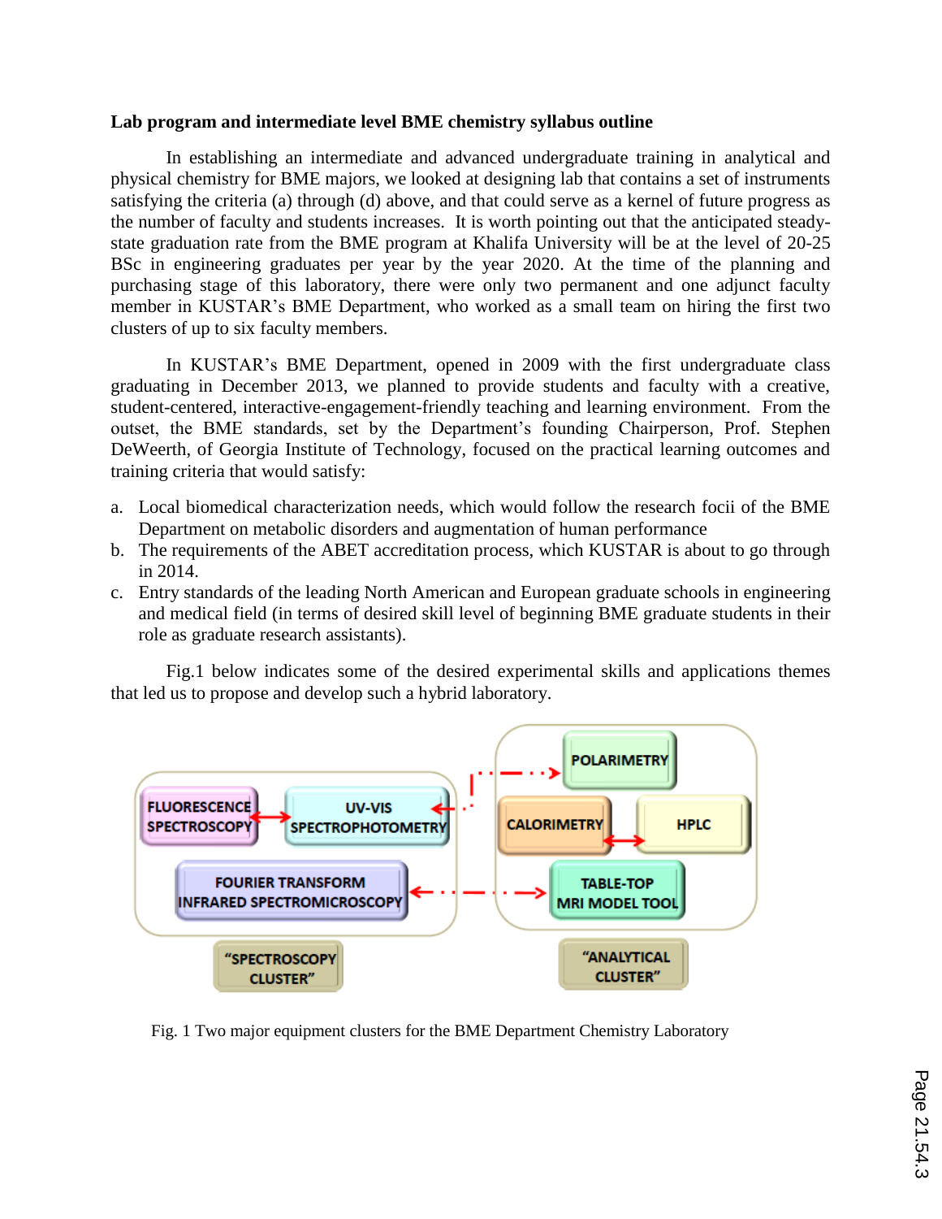**Lab program and intermediate level BME chemistry syllabus outline**

In establishing an intermediate and advanced undergraduate training in analytical and physical chemistry for BME majors, we looked at designing lab that contains a set of instruments satisfying the criteria (a) through (d) above, and that could serve as a kernel of future progress as the number of faculty and students increases. It is worth pointing out that the anticipated steady-state graduation rate from the BME program at Khalifa University will be at the level of 20-25 BSc in engineering graduates per year by the year 2020. At the time of the planning and purchasing stage of this laboratory, there were only two permanent and one adjunct faculty member in KUSTAR's BME Department, who worked as a small team on hiring the first two clusters of up to six faculty members.

In KUSTAR's BME Department, opened in 2009 with the first undergraduate class graduating in December 2013, we planned to provide students and faculty with a creative, student-centered, interactive-engagement-friendly teaching and learning environment. From the outset, the BME standards, set by the Department's founding Chairperson, Prof. Stephen DeWeerth, of Georgia Institute of Technology, focused on the practical learning outcomes and training criteria that would satisfy:

a. Local biomedical characterization needs, which would follow the research focii of the BME Department on metabolic disorders and augmentation of human performance
b. The requirements of the ABET accreditation process, which KUSTAR is about to go through in 2014.
c. Entry standards of the leading North American and European graduate schools in engineering and medical field (in terms of desired skill level of beginning BME graduate students in their role as graduate research assistants).

Fig.1 below indicates some of the desired experimental skills and applications themes that led us to propose and develop such a hybrid laboratory.

FLUORESCENCE SPECTROSCOPY ↔ UV-VIS SPECTROPHOTOMETRY

FOURIER TRANSFORM INFRARED SPECTROMICROSCOPY

"SPECTROSCOPY CLUSTER"

POLARIMETRY

CALORIMETRY ↔ HPLC

TABLE-TOP MRI MODEL TOOL

"ANALYTICAL CLUSTER"

Fig. 1 Two major equipment clusters for the BME Department Chemistry Laboratory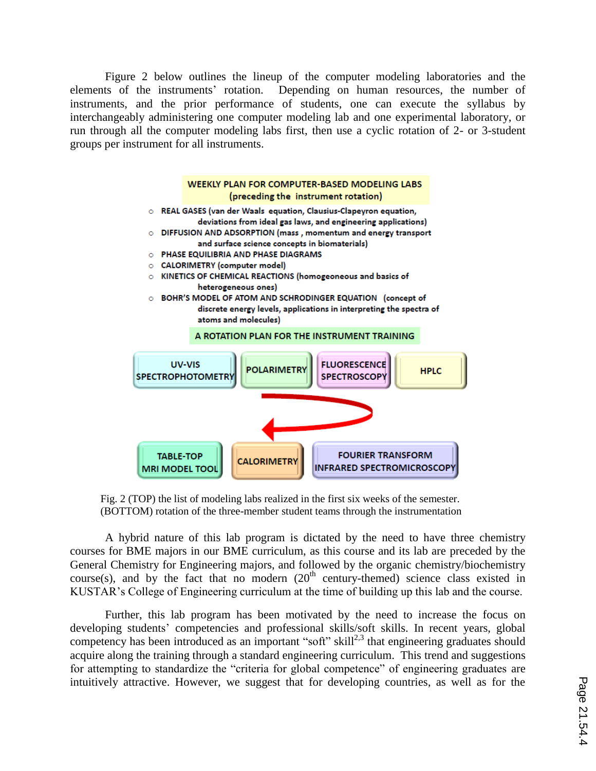Figure 2 below outlines the lineup of the computer modeling laboratories and the elements of the instruments' rotation. Depending on human resources, the number of instruments, and the prior performance of students, one can execute the syllabus by interchangeably administering one computer modeling lab and one experimental laboratory, or run through all the computer modeling labs first, then use a cyclic rotation of 2- or 3-student groups per instrument for all instruments.

**WEEKLY PLAN FOR COMPUTER-BASED MODELING LABS (preceding the instrument rotation)**

- REAL GASES (van der Waals equation, Clausius-Clapeyron equation, deviations from ideal gas laws, and engineering applications)
- DIFFUSION AND ADSORPTION (mass , momentum and energy transport and surface science concepts in biomaterials)
- PHASE EQUILIBRIA AND PHASE DIAGRAMS
- CALORIMETRY (computer model)
- KINETICS OF CHEMICAL REACTIONS (homogeneous and basics of heterogeneous ones)
- BOHR'S MODEL OF ATOM AND SCHRODINGER EQUATION (concept of discrete energy levels, applications in interpreting the spectra of atoms and molecules)

**A ROTATION PLAN FOR THE INSTRUMENT TRAINING**

UV-VIS SPECTROPHOTOMETRY | POLARIMETRY | FLUORESCENCE SPECTROSCOPY | HPLC

TABLE-TOP MRI MODEL TOOL | CALORIMETRY | FOURIER TRANSFORM INFRARED SPECTROMICROSCOPY

Fig. 2 (TOP) the list of modeling labs realized in the first six weeks of the semester. (BOTTOM) rotation of the three-member student teams through the instrumentation

A hybrid nature of this lab program is dictated by the need to have three chemistry courses for BME majors in our BME curriculum, as this course and its lab are preceded by the General Chemistry for Engineering majors, and followed by the organic chemistry/biochemistry course(s), and by the fact that no modern (20th century-themed) science class existed in KUSTAR's College of Engineering curriculum at the time of building up this lab and the course.

Further, this lab program has been motivated by the need to increase the focus on developing students' competencies and professional skills/soft skills. In recent years, global competency has been introduced as an important "soft" skill[2,3] that engineering graduates should acquire along the training through a standard engineering curriculum. This trend and suggestions for attempting to standardize the "criteria for global competence" of engineering graduates are intuitively attractive. However, we suggest that for developing countries, as well as for the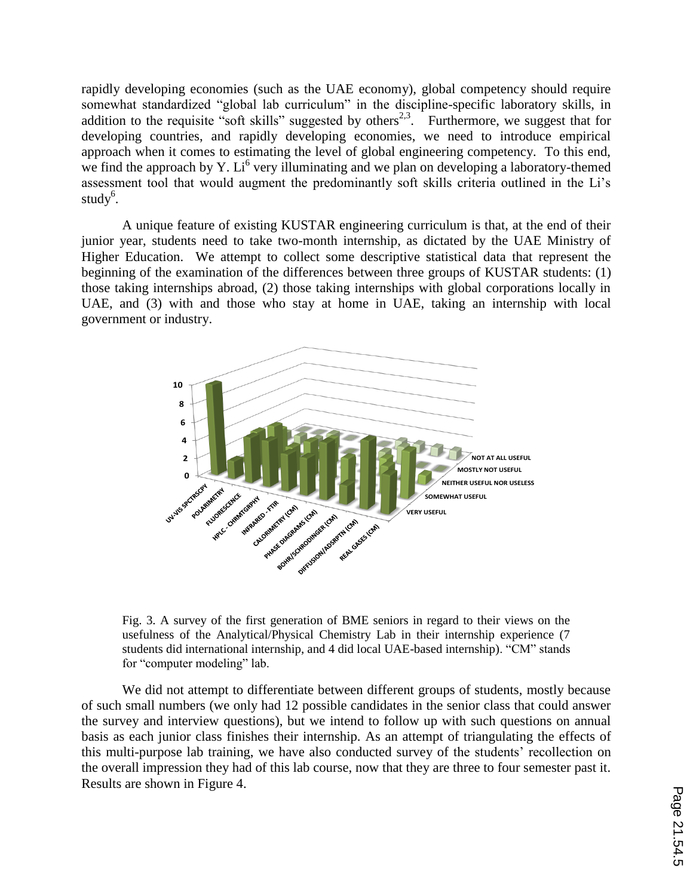rapidly developing economies (such as the UAE economy), global competency should require somewhat standardized "global lab curriculum" in the discipline-specific laboratory skills, in addition to the requisite "soft skills" suggested by others[2,3]. Furthermore, we suggest that for developing countries, and rapidly developing economies, we need to introduce empirical approach when it comes to estimating the level of global engineering competency. To this end, we find the approach by Y. Li[6] very illuminating and we plan on developing a laboratory-themed assessment tool that would augment the predominantly soft skills criteria outlined in the Li's study[6].

A unique feature of existing KUSTAR engineering curriculum is that, at the end of their junior year, students need to take two-month internship, as dictated by the UAE Ministry of Higher Education. We attempt to collect some descriptive statistical data that represent the beginning of the examination of the differences between three groups of KUSTAR students: (1) those taking internships abroad, (2) those taking internships with global corporations locally in UAE, and (3) with and those who stay at home in UAE, taking an internship with local government or industry.

Fig. 3. A survey of the first generation of BME seniors in regard to their views on the usefulness of the Analytical/Physical Chemistry Lab in their internship experience (7 students did international internship, and 4 did local UAE-based internship). "CM" stands for "computer modeling" lab.

We did not attempt to differentiate between different groups of students, mostly because of such small numbers (we only had 12 possible candidates in the senior class that could answer the survey and interview questions), but we intend to follow up with such questions on annual basis as each junior class finishes their internship. As an attempt of triangulating the effects of this multi-purpose lab training, we have also conducted survey of the students' recollection on the overall impression they had of this lab course, now that they are three to four semester past it. Results are shown in Figure 4.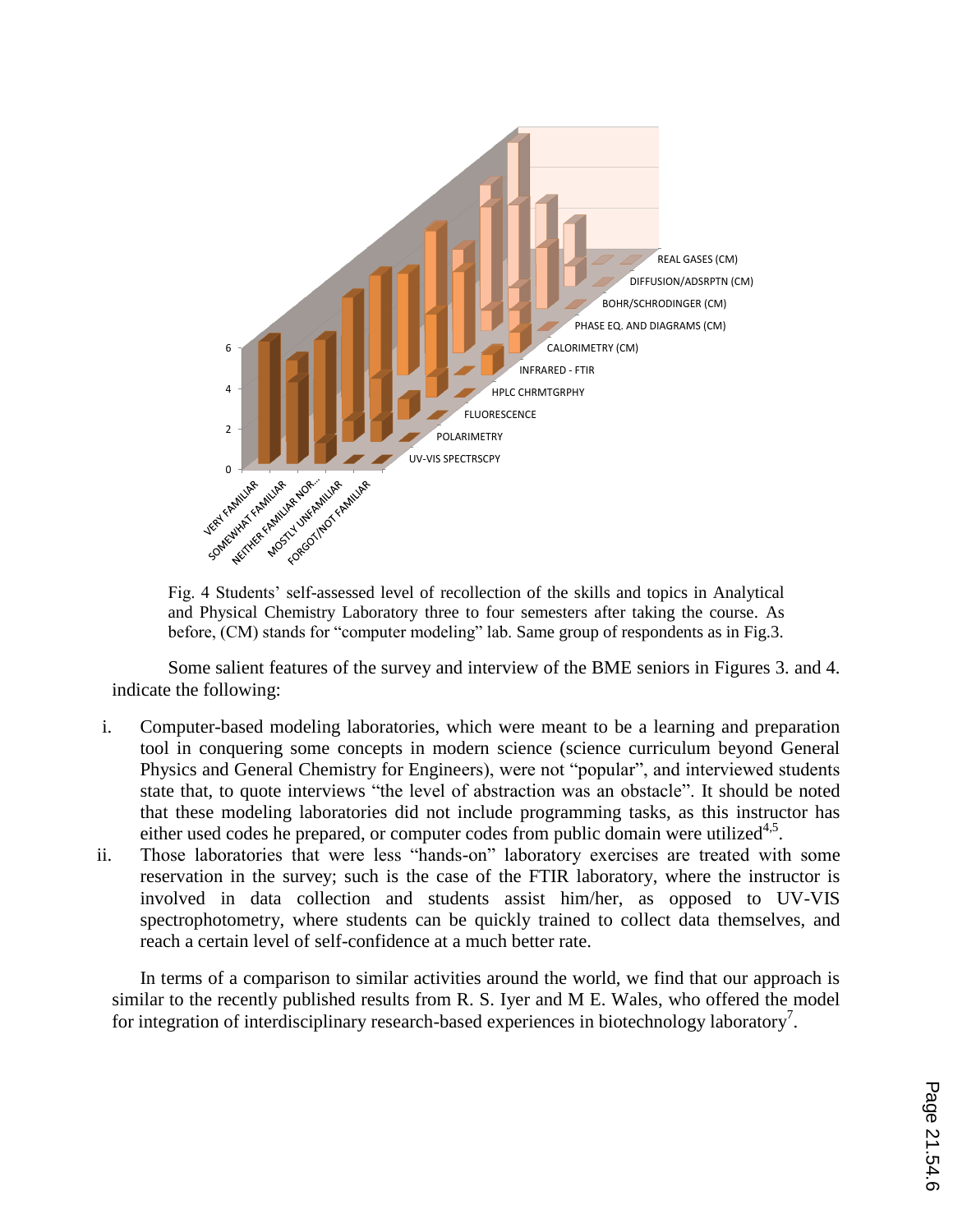Fig. 4 Students' self-assessed level of recollection of the skills and topics in Analytical and Physical Chemistry Laboratory three to four semesters after taking the course. As before, (CM) stands for "computer modeling" lab. Same group of respondents as in Fig.3.

Some salient features of the survey and interview of the BME seniors in Figures 3. and 4. indicate the following:

i. Computer-based modeling laboratories, which were meant to be a learning and preparation tool in conquering some concepts in modern science (science curriculum beyond General Physics and General Chemistry for Engineers), were not "popular", and interviewed students state that, to quote interviews "the level of abstraction was an obstacle". It should be noted that these modeling laboratories did not include programming tasks, as this instructor has either used codes he prepared, or computer codes from public domain were utilized[4,5].
ii. Those laboratories that were less "hands-on" laboratory exercises are treated with some reservation in the survey; such is the case of the FTIR laboratory, where the instructor is involved in data collection and students assist him/her, as opposed to UV-VIS spectrophotometry, where students can be quickly trained to collect data themselves, and reach a certain level of self-confidence at a much better rate.

In terms of a comparison to similar activities around the world, we find that our approach is similar to the recently published results from R. S. Iyer and M E. Wales, who offered the model for integration of interdisciplinary research-based experiences in biotechnology laboratory[7].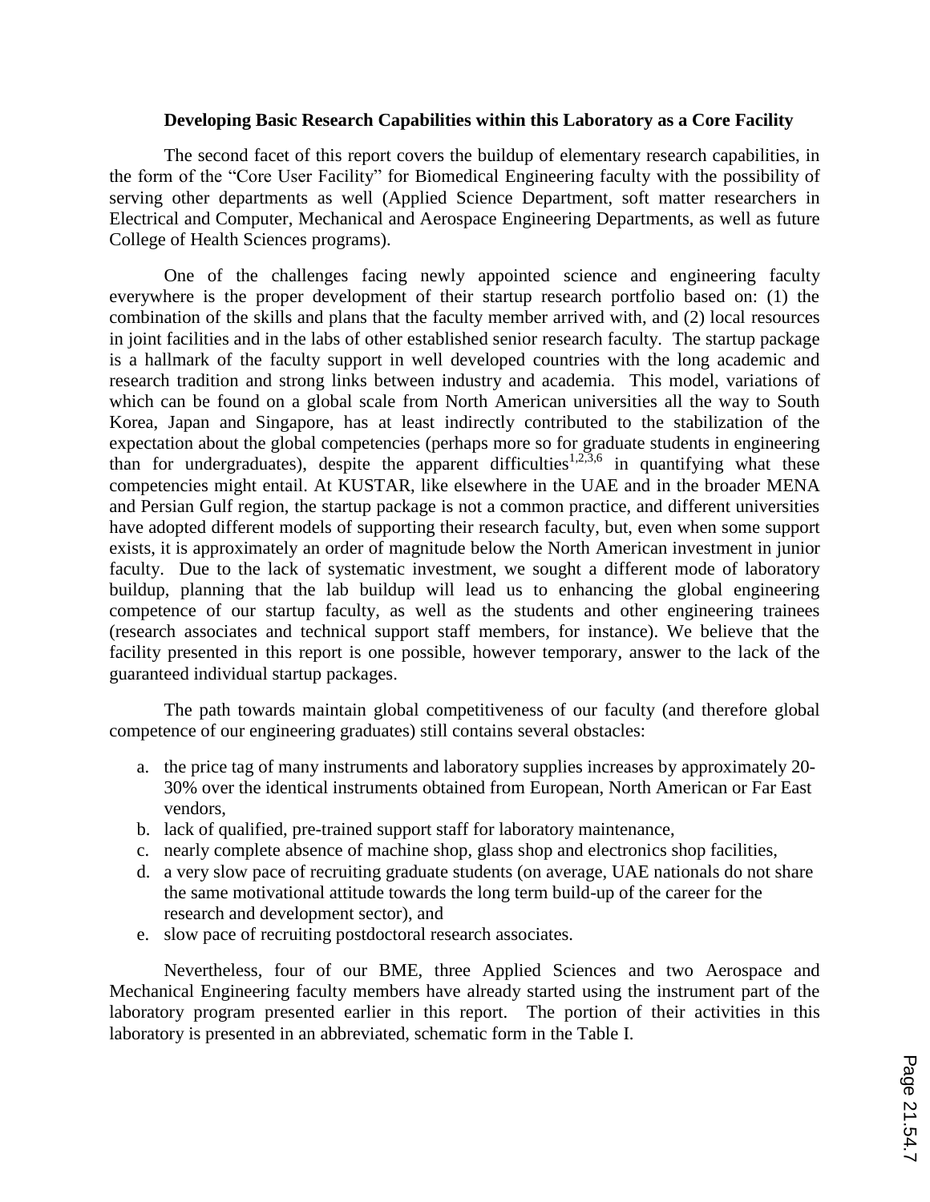### Developing Basic Research Capabilities within this Laboratory as a Core Facility

The second facet of this report covers the buildup of elementary research capabilities, in the form of the "Core User Facility" for Biomedical Engineering faculty with the possibility of serving other departments as well (Applied Science Department, soft matter researchers in Electrical and Computer, Mechanical and Aerospace Engineering Departments, as well as future College of Health Sciences programs).

One of the challenges facing newly appointed science and engineering faculty everywhere is the proper development of their startup research portfolio based on: (1) the combination of the skills and plans that the faculty member arrived with, and (2) local resources in joint facilities and in the labs of other established senior research faculty. The startup package is a hallmark of the faculty support in well developed countries with the long academic and research tradition and strong links between industry and academia. This model, variations of which can be found on a global scale from North American universities all the way to South Korea, Japan and Singapore, has at least indirectly contributed to the stabilization of the expectation about the global competencies (perhaps more so for graduate students in engineering than for undergraduates), despite the apparent difficulties[1,2,3,6] in quantifying what these competencies might entail. At KUSTAR, like elsewhere in the UAE and in the broader MENA and Persian Gulf region, the startup package is not a common practice, and different universities have adopted different models of supporting their research faculty, but, even when some support exists, it is approximately an order of magnitude below the North American investment in junior faculty. Due to the lack of systematic investment, we sought a different mode of laboratory buildup, planning that the lab buildup will lead us to enhancing the global engineering competence of our startup faculty, as well as the students and other engineering trainees (research associates and technical support staff members, for instance). We believe that the facility presented in this report is one possible, however temporary, answer to the lack of the guaranteed individual startup packages.

The path towards maintain global competitiveness of our faculty (and therefore global competence of our engineering graduates) still contains several obstacles:

a. the price tag of many instruments and laboratory supplies increases by approximately 20-30% over the identical instruments obtained from European, North American or Far East vendors,
b. lack of qualified, pre-trained support staff for laboratory maintenance,
c. nearly complete absence of machine shop, glass shop and electronics shop facilities,
d. a very slow pace of recruiting graduate students (on average, UAE nationals do not share the same motivational attitude towards the long term build-up of the career for the research and development sector), and
e. slow pace of recruiting postdoctoral research associates.

Nevertheless, four of our BME, three Applied Sciences and two Aerospace and Mechanical Engineering faculty members have already started using the instrument part of the laboratory program presented earlier in this report. The portion of their activities in this laboratory is presented in an abbreviated, schematic form in the Table I.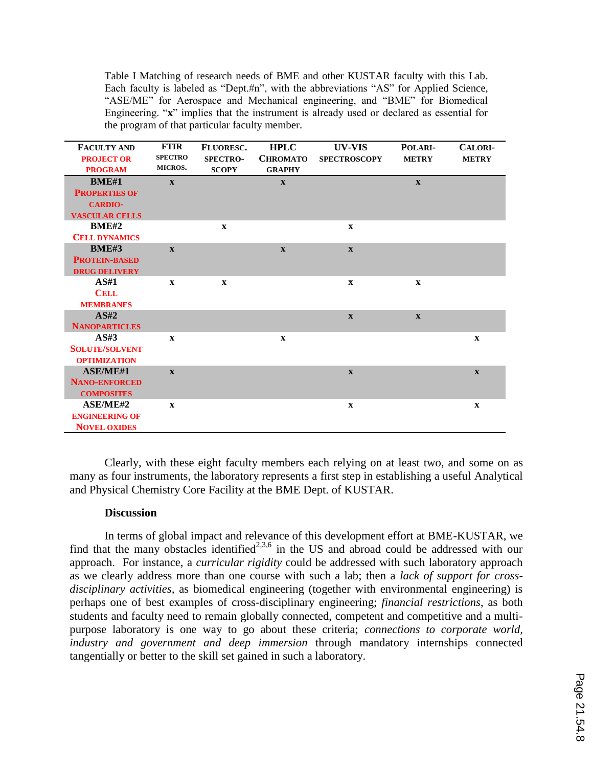Table I Matching of research needs of BME and other KUSTAR faculty with this Lab. Each faculty is labeled as "Dept.#n", with the abbreviations "AS" for Applied Science, "ASE/ME" for Aerospace and Mechanical engineering, and "BME" for Biomedical Engineering. "**x**" implies that the instrument is already used or declared as essential for the program of that particular faculty member.

| Faculty and Project or Program | FTIR Spectro Micros. | Fluoresc. Spectro-scopy | HPLC Chromato graphy | UV-VIS Spectroscopy | Polari-metry | Calori-metry |
|---|---|---|---|---|---|---|
| **BME#1** Properties of Cardio-vascular Cells | x | | x | | x | |
| **BME#2** Cell Dynamics | | x | | x | | |
| **BME#3** Protein-based Drug Delivery | x | | x | x | | |
| **AS#1** Cell Membranes | x | x | | x | x | |
| **AS#2** Nanoparticles | | | | x | x | |
| **AS#3** Solute/Solvent Optimization | x | | x | | | x |
| **ASE/ME#1** Nano-enforced Composites | x | | | x | | x |
| **ASE/ME#2** Engineering of Novel Oxides | x | | | x | | x |

Clearly, with these eight faculty members each relying on at least two, and some on as many as four instruments, the laboratory represents a first step in establishing a useful Analytical and Physical Chemistry Core Facility at the BME Dept. of KUSTAR.

### Discussion

In terms of global impact and relevance of this development effort at BME-KUSTAR, we find that the many obstacles identified[2,3,6] in the US and abroad could be addressed with our approach. For instance, a *curricular rigidity* could be addressed with such laboratory approach as we clearly address more than one course with such a lab; then a *lack of support for cross-disciplinary activities*, as biomedical engineering (together with environmental engineering) is perhaps one of best examples of cross-disciplinary engineering; *financial restrictions*, as both students and faculty need to remain globally connected, competent and competitive and a multi-purpose laboratory is one way to go about these criteria; *connections to corporate world, industry and government and deep immersion* through mandatory internships connected tangentially or better to the skill set gained in such a laboratory.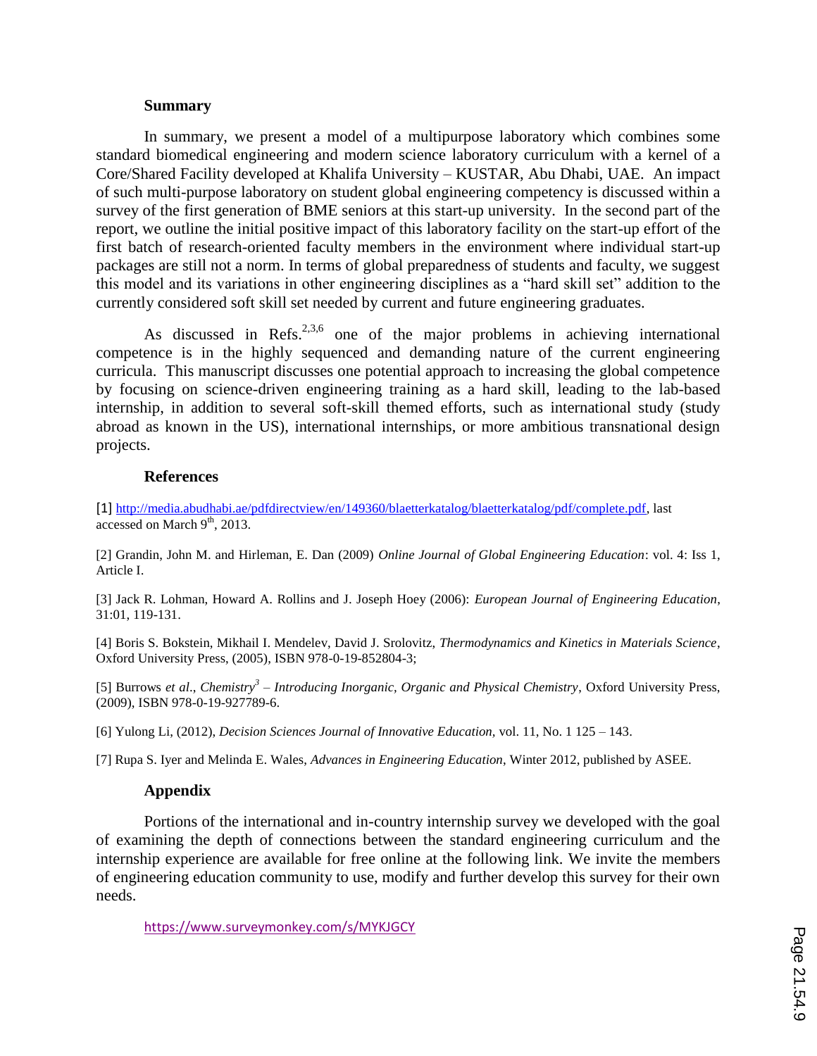## Summary

In summary, we present a model of a multipurpose laboratory which combines some standard biomedical engineering and modern science laboratory curriculum with a kernel of a Core/Shared Facility developed at Khalifa University – KUSTAR, Abu Dhabi, UAE. An impact of such multi-purpose laboratory on student global engineering competency is discussed within a survey of the first generation of BME seniors at this start-up university. In the second part of the report, we outline the initial positive impact of this laboratory facility on the start-up effort of the first batch of research-oriented faculty members in the environment where individual start-up packages are still not a norm. In terms of global preparedness of students and faculty, we suggest this model and its variations in other engineering disciplines as a "hard skill set" addition to the currently considered soft skill set needed by current and future engineering graduates.

As discussed in Refs.[2,3,6] one of the major problems in achieving international competence is in the highly sequenced and demanding nature of the current engineering curricula. This manuscript discusses one potential approach to increasing the global competence by focusing on science-driven engineering training as a hard skill, leading to the lab-based internship, in addition to several soft-skill themed efforts, such as international study (study abroad as known in the US), international internships, or more ambitious transnational design projects.

## References

[1] http://media.abudhabi.ae/pdfdirectview/en/149360/blaetterkatalog/blaetterkatalog/pdf/complete.pdf, last accessed on March 9th, 2013.

[2] Grandin, John M. and Hirleman, E. Dan (2009) *Online Journal of Global Engineering Education*: vol. 4: Iss 1, Article I.

[3] Jack R. Lohman, Howard A. Rollins and J. Joseph Hoey (2006): *European Journal of Engineering Education*, 31:01, 119-131.

[4] Boris S. Bokstein, Mikhail I. Mendelev, David J. Srolovitz, *Thermodynamics and Kinetics in Materials Science*, Oxford University Press, (2005), ISBN 978-0-19-852804-3;

[5] Burrows *et al.*, *Chemistry$^3$ – Introducing Inorganic, Organic and Physical Chemistry*, Oxford University Press, (2009), ISBN 978-0-19-927789-6.

[6] Yulong Li, (2012), *Decision Sciences Journal of Innovative Education*, vol. 11, No. 1 125 – 143.

[7] Rupa S. Iyer and Melinda E. Wales, *Advances in Engineering Education*, Winter 2012, published by ASEE.

## Appendix

Portions of the international and in-country internship survey we developed with the goal of examining the depth of connections between the standard engineering curriculum and the internship experience are available for free online at the following link. We invite the members of engineering education community to use, modify and further develop this survey for their own needs.

https://www.surveymonkey.com/s/MYKJGCY